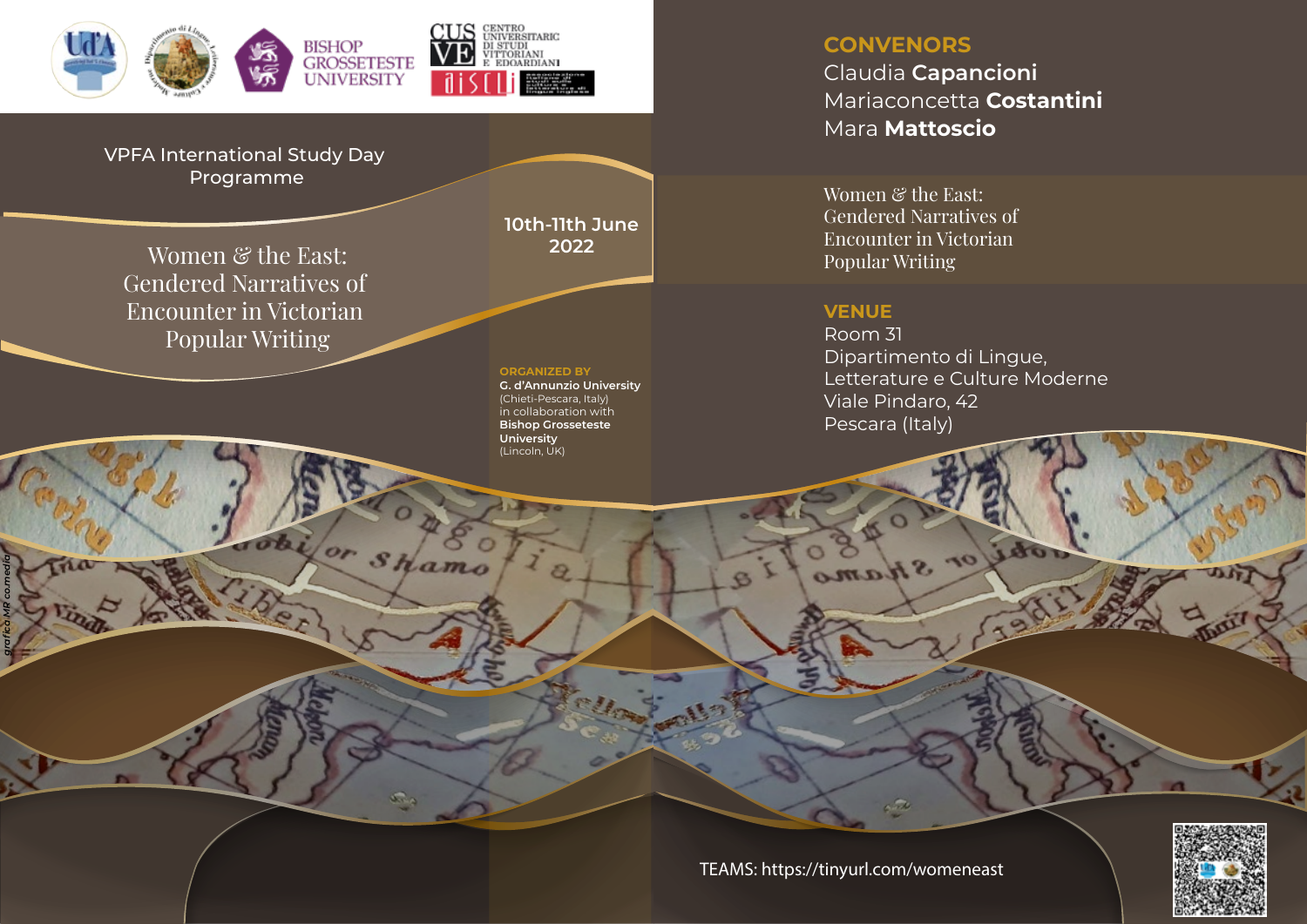VPFA International Study Day Programme

# Women & the East: Gendered Narratives of Encounter in Victorian Popular Writing

**10th-11th June 2022**

**ORGANIZED BY**
**G. d'Annunzio University** (Chieti-Pescara, Italy)
in collaboration with
**Bishop Grosseteste University** (Lincoln, UK)

## CONVENORS

Claudia **Capancioni**
Mariaconcetta **Costantini**
Mara **Mattoscio**

Women & the East: Gendered Narratives of Encounter in Victorian Popular Writing

## VENUE

Room 31
Dipartimento di Lingue, Letterature e Culture Moderne
Viale Pindaro, 42
Pescara (Italy)

TEAMS: https://tinyurl.com/womeneast

grafica MR co.media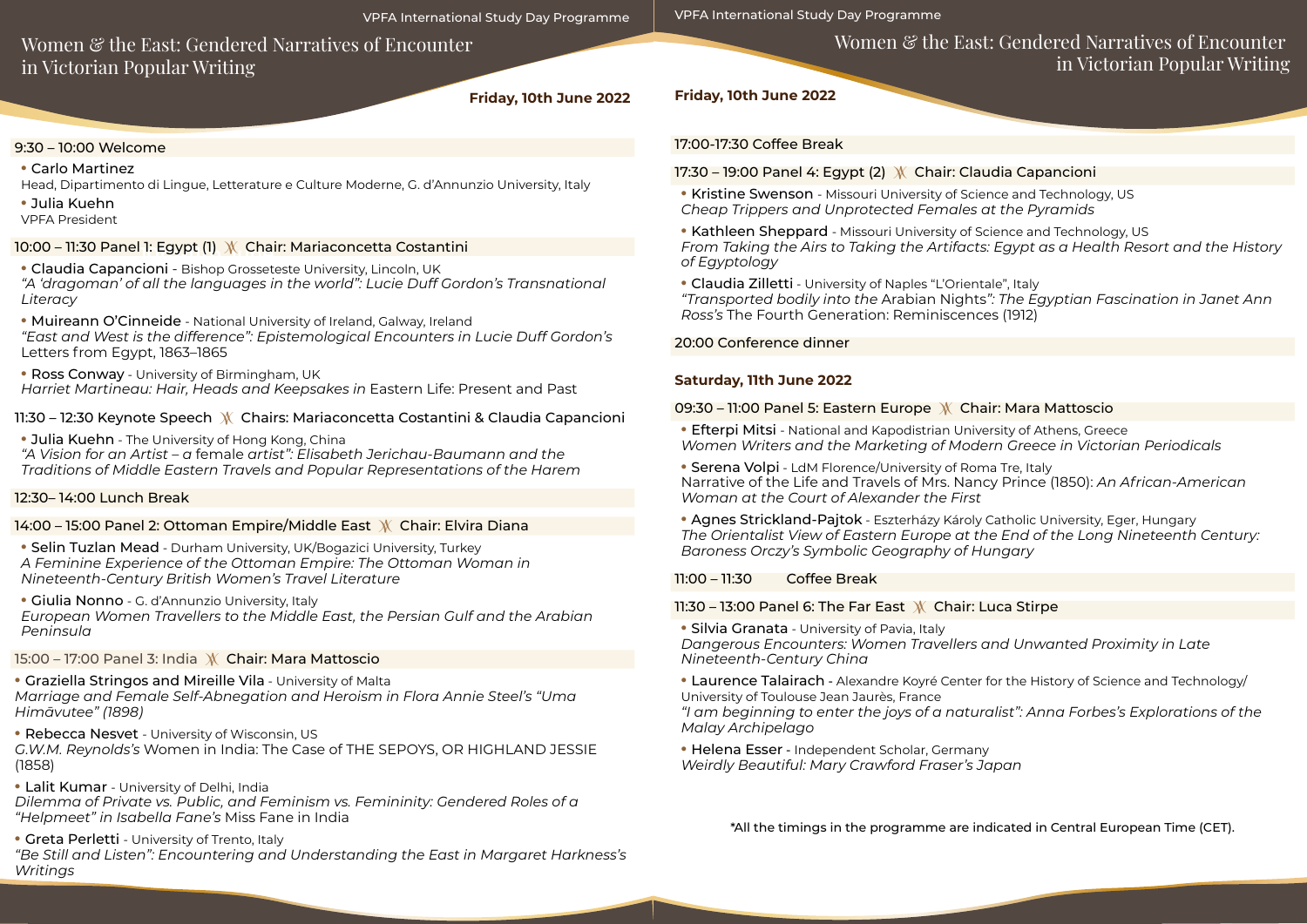# Women & the East: Gendered Narratives of Encounter in Victorian Popular Writing

VPFA International Study Day Programme

**Friday, 10th June 2022**

9:30 – 10:00 Welcome

- Carlo Martinez
  Head, Dipartimento di Lingue, Letterature e Culture Moderne, G. d'Annunzio University, Italy
- Julia Kuehn
  VPFA President

10:00 – 11:30 Panel 1: Egypt (1) ⚔ Chair: Mariaconcetta Costantini

- Claudia Capancioni - Bishop Grosseteste University, Lincoln, UK
  *"A 'dragoman' of all the languages in the world": Lucie Duff Gordon's Transnational Literacy*
- Muireann O'Cinneide - National University of Ireland, Galway, Ireland
  *"East and West is the difference": Epistemological Encounters in Lucie Duff Gordon's* Letters from Egypt, 1863–1865
- Ross Conway - University of Birmingham, UK
  *Harriet Martineau: Hair, Heads and Keepsakes in* Eastern Life: Present and Past

11:30 – 12:30 Keynote Speech ⚔ Chairs: Mariaconcetta Costantini & Claudia Capancioni

- Julia Kuehn - The University of Hong Kong, China
  *"A Vision for an Artist – a* female *artist": Elisabeth Jerichau-Baumann and the Traditions of Middle Eastern Travels and Popular Representations of the Harem*

12:30– 14:00 Lunch Break

14:00 – 15:00 Panel 2: Ottoman Empire/Middle East ⚔ Chair: Elvira Diana

- Selin Tuzlan Mead - Durham University, UK/Bogazici University, Turkey
  *A Feminine Experience of the Ottoman Empire: The Ottoman Woman in Nineteenth-Century British Women's Travel Literature*
- Giulia Nonno - G. d'Annunzio University, Italy
  *European Women Travellers to the Middle East, the Persian Gulf and the Arabian Peninsula*

15:00 – 17:00 Panel 3: India ⚔ Chair: Mara Mattoscio

- Graziella Stringos and Mireille Vila - University of Malta
  *Marriage and Female Self-Abnegation and Heroism in Flora Annie Steel's "Uma Himāvutee" (1898)*
- Rebecca Nesvet - University of Wisconsin, US
  *G.W.M. Reynolds's* Women in India: The Case of THE SEPOYS, OR HIGHLAND JESSIE (1858)
- Lalit Kumar - University of Delhi, India
  *Dilemma of Private vs. Public, and Feminism vs. Femininity: Gendered Roles of a "Helpmeet" in Isabella Fane's* Miss Fane in India
- Greta Perletti - University of Trento, Italy
  *"Be Still and Listen": Encountering and Understanding the East in Margaret Harkness's Writings*

17:00-17:30 Coffee Break

17:30 – 19:00 Panel 4: Egypt (2) ⚔ Chair: Claudia Capancioni

- Kristine Swenson - Missouri University of Science and Technology, US
  *Cheap Trippers and Unprotected Females at the Pyramids*
- Kathleen Sheppard - Missouri University of Science and Technology, US
  *From Taking the Airs to Taking the Artifacts: Egypt as a Health Resort and the History of Egyptology*
- Claudia Zilletti - University of Naples "L'Orientale", Italy
  *"Transported bodily into the* Arabian Nights*": The Egyptian Fascination in Janet Ann Ross's* The Fourth Generation: Reminiscences (1912)

20:00 Conference dinner

**Saturday, 11th June 2022**

09:30 – 11:00 Panel 5: Eastern Europe ⚔ Chair: Mara Mattoscio

- Efterpi Mitsi - National and Kapodistrian University of Athens, Greece
  *Women Writers and the Marketing of Modern Greece in Victorian Periodicals*
- Serena Volpi - LdM Florence/University of Roma Tre, Italy
  Narrative of the Life and Travels of Mrs. Nancy Prince (1850): *An African-American Woman at the Court of Alexander the First*
- Agnes Strickland-Pajtok - Eszterházy Károly Catholic University, Eger, Hungary
  *The Orientalist View of Eastern Europe at the End of the Long Nineteenth Century: Baroness Orczy's Symbolic Geography of Hungary*

11:00 – 11:30 Coffee Break

11:30 – 13:00 Panel 6: The Far East ⚔ Chair: Luca Stirpe

- Silvia Granata - University of Pavia, Italy
  *Dangerous Encounters: Women Travellers and Unwanted Proximity in Late Nineteenth-Century China*
- Laurence Talairach - Alexandre Koyré Center for the History of Science and Technology/ University of Toulouse Jean Jaurès, France
  *"I am beginning to enter the joys of a naturalist": Anna Forbes's Explorations of the Malay Archipelago*
- Helena Esser - Independent Scholar, Germany
  *Weirdly Beautiful: Mary Crawford Fraser's Japan*

*All the timings in the programme are indicated in Central European Time (CET).